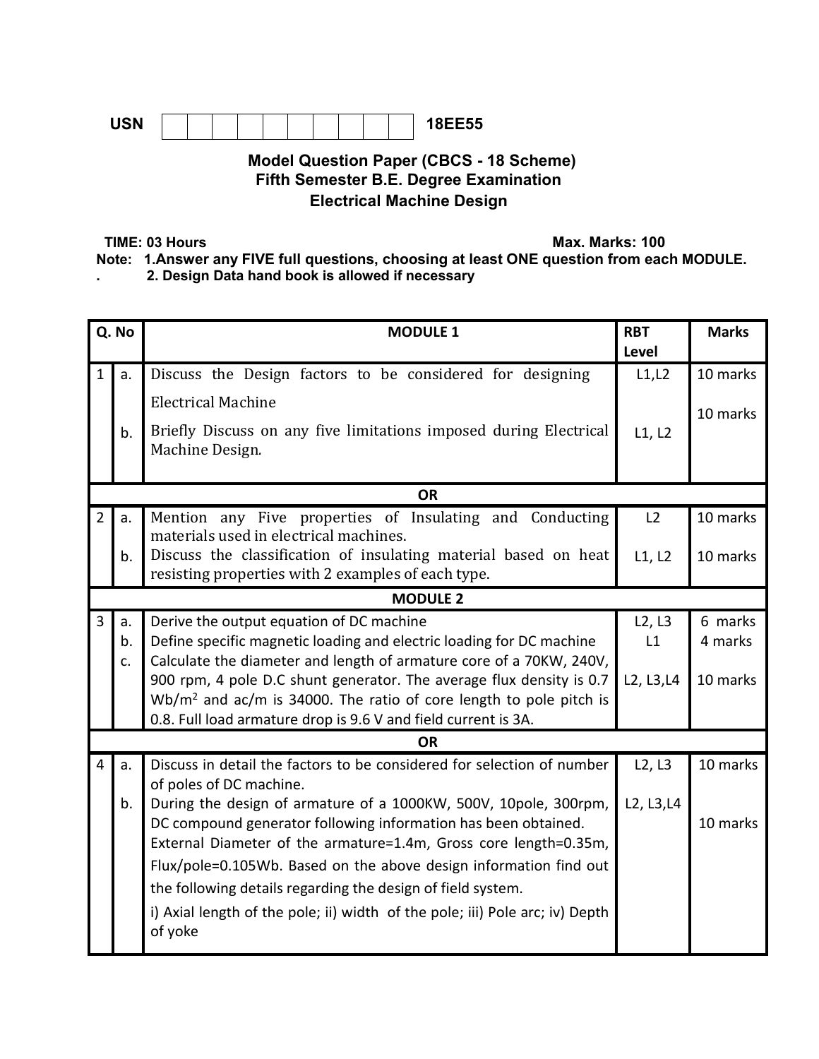USN | | | | | | | | | | | 18EE55

**Model Question Paper (CBCS - 18 Scheme)**
**Fifth Semester B.E. Degree Examination**
**Electrical Machine Design**

**TIME: 03 Hours** **Max. Marks: 100**

**Note: 1. Answer any FIVE full questions, choosing at least ONE question from each MODULE.**
**2. Design Data hand book is allowed if necessary**

| Q. No | | MODULE 1 | RBT Level | Marks |
|---|---|---|---|---|
| 1 | a. | Discuss the Design factors to be considered for designing Electrical Machine | L1,L2 | 10 marks |
| | b. | Briefly Discuss on any five limitations imposed during Electrical Machine Design. | L1, L2 | 10 marks |
| | | **OR** | | |
| 2 | a. | Mention any Five properties of Insulating and Conducting materials used in electrical machines. | L2 | 10 marks |
| | b. | Discuss the classification of insulating material based on heat resisting properties with 2 examples of each type. | L1, L2 | 10 marks |
| | | **MODULE 2** | | |
| 3 | a. | Derive the output equation of DC machine | L2, L3 | 6 marks |
| | b. | Define specific magnetic loading and electric loading for DC machine | L1 | 4 marks |
| | c. | Calculate the diameter and length of armature core of a 70KW, 240V, 900 rpm, 4 pole D.C shunt generator. The average flux density is 0.7 $Wb/m^2$ and ac/m is 34000. The ratio of core length to pole pitch is 0.8. Full load armature drop is 9.6 V and field current is 3A. | L2, L3,L4 | 10 marks |
| | | **OR** | | |
| 4 | a. | Discuss in detail the factors to be considered for selection of number of poles of DC machine. | L2, L3 | 10 marks |
| | b. | During the design of armature of a 1000KW, 500V, 10pole, 300rpm, DC compound generator following information has been obtained. External Diameter of the armature=1.4m, Gross core length=0.35m, Flux/pole=0.105Wb. Based on the above design information find out the following details regarding the design of field system. i) Axial length of the pole; ii) width of the pole; iii) Pole arc; iv) Depth of yoke | L2, L3,L4 | 10 marks |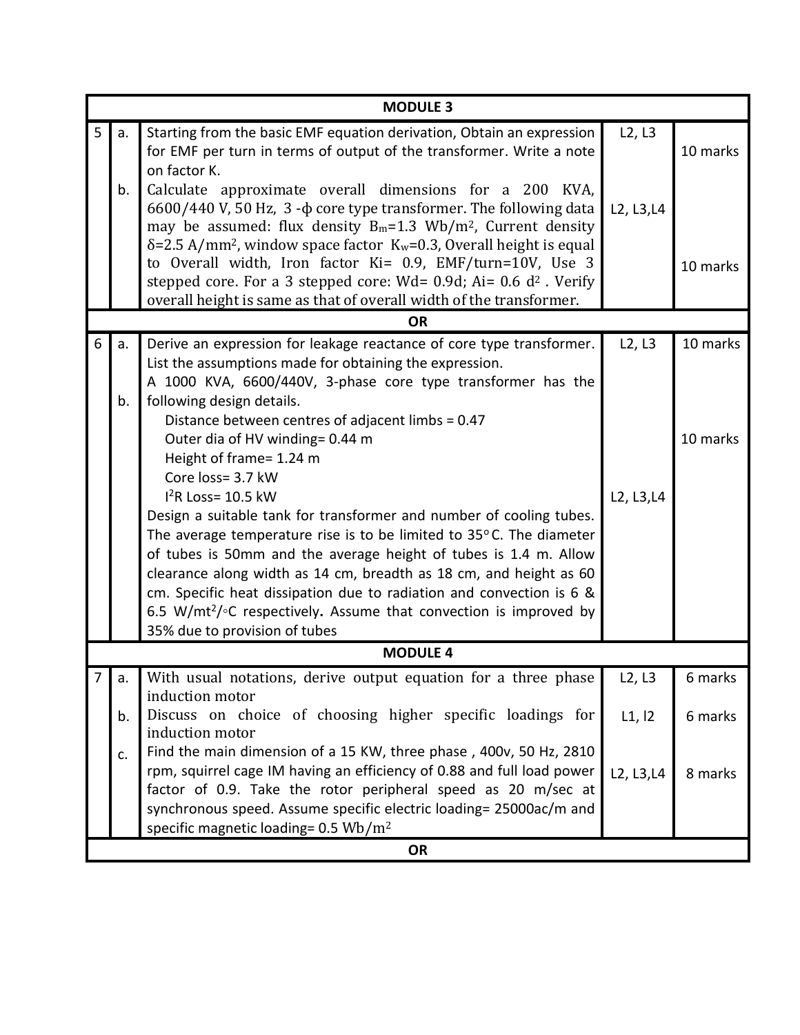| | | | | |
|---|---|---|---|---|
| **MODULE 3** | | | | |
| 5 | a. | Starting from the basic EMF equation derivation, Obtain an expression for EMF per turn in terms of output of the transformer. Write a note on factor K. | L2, L3 | 10 marks |
| | b. | Calculate approximate overall dimensions for a 200 KVA, 6600/440 V, 50 Hz, 3 -ϕ core type transformer. The following data may be assumed: flux density $B_m$=1.3 Wb/m$^2$, Current density δ=2.5 A/mm$^2$, window space factor $K_w$=0.3, Overall height is equal to Overall width, Iron factor Ki= 0.9, EMF/turn=10V, Use 3 stepped core. For a 3 stepped core: Wd= 0.9d; Ai= 0.6 d$^2$ . Verify overall height is same as that of overall width of the transformer. | L2, L3,L4 | 10 marks |
| **OR** | | | | |
| 6 | a. | Derive an expression for leakage reactance of core type transformer. List the assumptions made for obtaining the expression. | L2, L3 | 10 marks |
| | b. | A 1000 KVA, 6600/440V, 3-phase core type transformer has the following design details.<br>Distance between centres of adjacent limbs = 0.47<br>Outer dia of HV winding= 0.44 m<br>Height of frame= 1.24 m<br>Core loss= 3.7 kW<br>$I^2R$ Loss= 10.5 kW<br>Design a suitable tank for transformer and number of cooling tubes. The average temperature rise is to be limited to 35°C. The diameter of tubes is 50mm and the average height of tubes is 1.4 m. Allow clearance along width as 14 cm, breadth as 18 cm, and height as 60 cm. Specific heat dissipation due to radiation and convection is 6 & 6.5 W/mt$^2$/°C respectively. Assume that convection is improved by 35% due to provision of tubes | L2, L3,L4 | 10 marks |
| **MODULE 4** | | | | |
| 7 | a. | With usual notations, derive output equation for a three phase induction motor | L2, L3 | 6 marks |
| | b. | Discuss on choice of choosing higher specific loadings for induction motor | L1, l2 | 6 marks |
| | c. | Find the main dimension of a 15 KW, three phase , 400v, 50 Hz, 2810 rpm, squirrel cage IM having an efficiency of 0.88 and full load power factor of 0.9. Take the rotor peripheral speed as 20 m/sec at synchronous speed. Assume specific electric loading= 25000ac/m and specific magnetic loading= 0.5 Wb/m$^2$ | L2, L3,L4 | 8 marks |
| **OR** | | | | |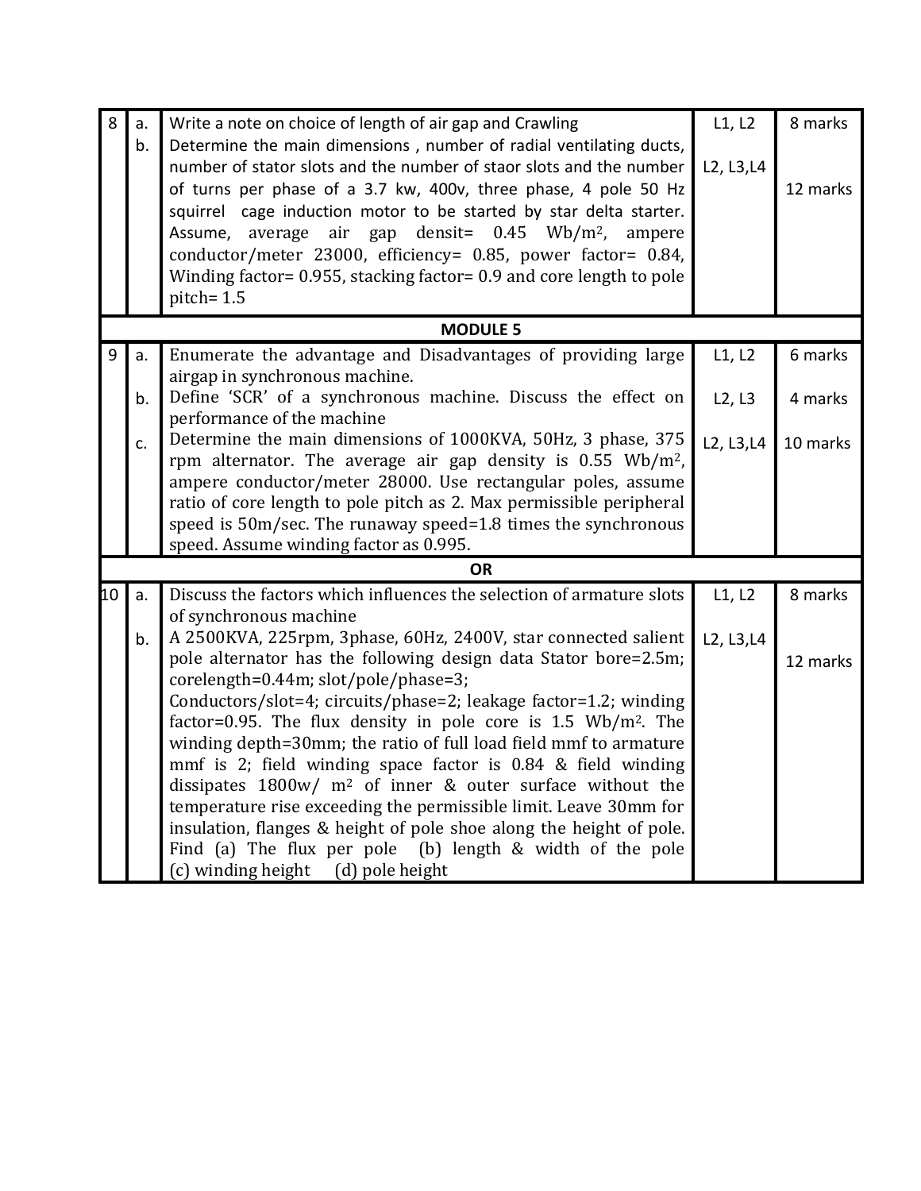| | | | | |
|---|---|---|---|---|
| 8 | a. | Write a note on choice of length of air gap and Crawling | L1, L2 | 8 marks |
| | b. | Determine the main dimensions , number of radial ventilating ducts, number of stator slots and the number of staor slots and the number of turns per phase of a 3.7 kw, 400v, three phase, 4 pole 50 Hz squirrel cage induction motor to be started by star delta starter. Assume, average air gap densit= 0.45 $Wb/m^2$, ampere conductor/meter 23000, efficiency= 0.85, power factor= 0.84, Winding factor= 0.955, stacking factor= 0.9 and core length to pole pitch= 1.5 | L2, L3,L4 | 12 marks |
| | | **MODULE 5** | | |
| 9 | a. | Enumerate the advantage and Disadvantages of providing large airgap in synchronous machine. | L1, L2 | 6 marks |
| | b. | Define 'SCR' of a synchronous machine. Discuss the effect on performance of the machine | L2, L3 | 4 marks |
| | c. | Determine the main dimensions of 1000KVA, 50Hz, 3 phase, 375 rpm alternator. The average air gap density is 0.55 $Wb/m^2$, ampere conductor/meter 28000. Use rectangular poles, assume ratio of core length to pole pitch as 2. Max permissible peripheral speed is 50m/sec. The runaway speed=1.8 times the synchronous speed. Assume winding factor as 0.995. | L2, L3,L4 | 10 marks |
| | | **OR** | | |
| 10 | a. | Discuss the factors which influences the selection of armature slots of synchronous machine | L1, L2 | 8 marks |
| | b. | A 2500KVA, 225rpm, 3phase, 60Hz, 2400V, star connected salient pole alternator has the following design data Stator bore=2.5m; corelength=0.44m; slot/pole/phase=3; Conductors/slot=4; circuits/phase=2; leakage factor=1.2; winding factor=0.95. The flux density in pole core is 1.5 $Wb/m^2$. The winding depth=30mm; the ratio of full load field mmf to armature mmf is 2; field winding space factor is 0.84 & field winding dissipates 1800w/ $m^2$ of inner & outer surface without the temperature rise exceeding the permissible limit. Leave 30mm for insulation, flanges & height of pole shoe along the height of pole. Find (a) The flux per pole (b) length & width of the pole (c) winding height (d) pole height | L2, L3,L4 | 12 marks |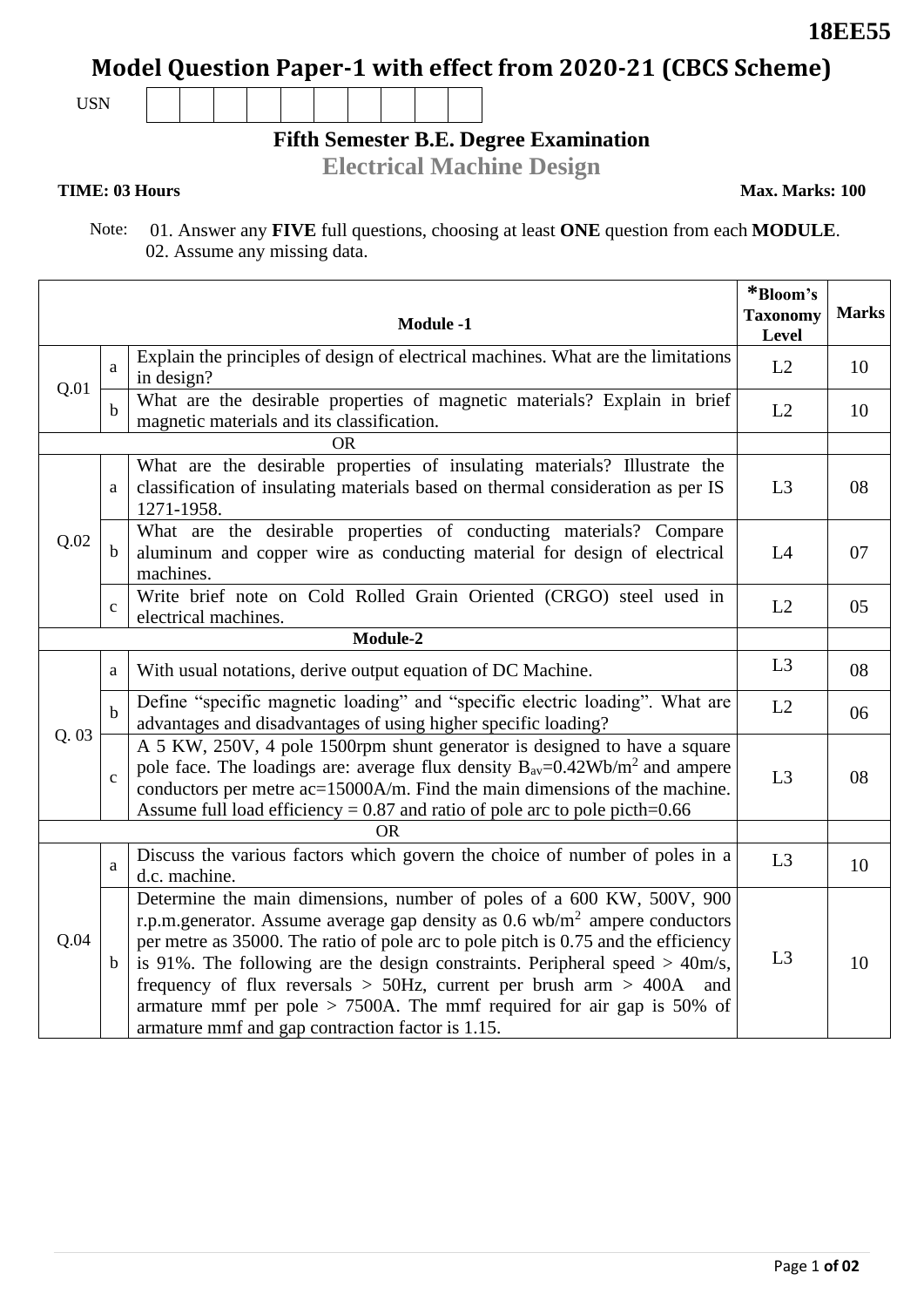**18EE55**

# Model Question Paper-1 with effect from 2020-21 (CBCS Scheme)

USN | | | | | | | | | |

## Fifth Semester B.E. Degree Examination

## Electrical Machine Design

**TIME: 03 Hours** **Max. Marks: 100**

Note: 01. Answer any **FIVE** full questions, choosing at least **ONE** question from each **MODULE**.
02. Assume any missing data.

| | | **Module -1** | ***Bloom's Taxonomy Level** | **Marks** |
|---|---|---|---|---|
| Q.01 | a | Explain the principles of design of electrical machines. What are the limitations in design? | L2 | 10 |
| | b | What are the desirable properties of magnetic materials? Explain in brief magnetic materials and its classification. | L2 | 10 |
| | | OR | | |
| Q.02 | a | What are the desirable properties of insulating materials? Illustrate the classification of insulating materials based on thermal consideration as per IS 1271-1958. | L3 | 08 |
| | b | What are the desirable properties of conducting materials? Compare aluminum and copper wire as conducting material for design of electrical machines. | L4 | 07 |
| | c | Write brief note on Cold Rolled Grain Oriented (CRGO) steel used in electrical machines. | L2 | 05 |
| | | **Module-2** | | |
| Q. 03 | a | With usual notations, derive output equation of DC Machine. | L3 | 08 |
| | b | Define "specific magnetic loading" and "specific electric loading". What are advantages and disadvantages of using higher specific loading? | L2 | 06 |
| | c | A 5 KW, 250V, 4 pole 1500rpm shunt generator is designed to have a square pole face. The loadings are: average flux density $B_{av}$=0.42Wb/m$^2$ and ampere conductors per metre ac=15000A/m. Find the main dimensions of the machine. Assume full load efficiency = 0.87 and ratio of pole arc to pole picth=0.66 | L3 | 08 |
| | | OR | | |
| Q.04 | a | Discuss the various factors which govern the choice of number of poles in a d.c. machine. | L3 | 10 |
| | b | Determine the main dimensions, number of poles of a 600 KW, 500V, 900 r.p.m.generator. Assume average gap density as 0.6 wb/m$^2$ ampere conductors per metre as 35000. The ratio of pole arc to pole pitch is 0.75 and the efficiency is 91%. The following are the design constraints. Peripheral speed > 40m/s, frequency of flux reversals > 50Hz, current per brush arm > 400A and armature mmf per pole > 7500A. The mmf required for air gap is 50% of armature mmf and gap contraction factor is 1.15. | L3 | 10 |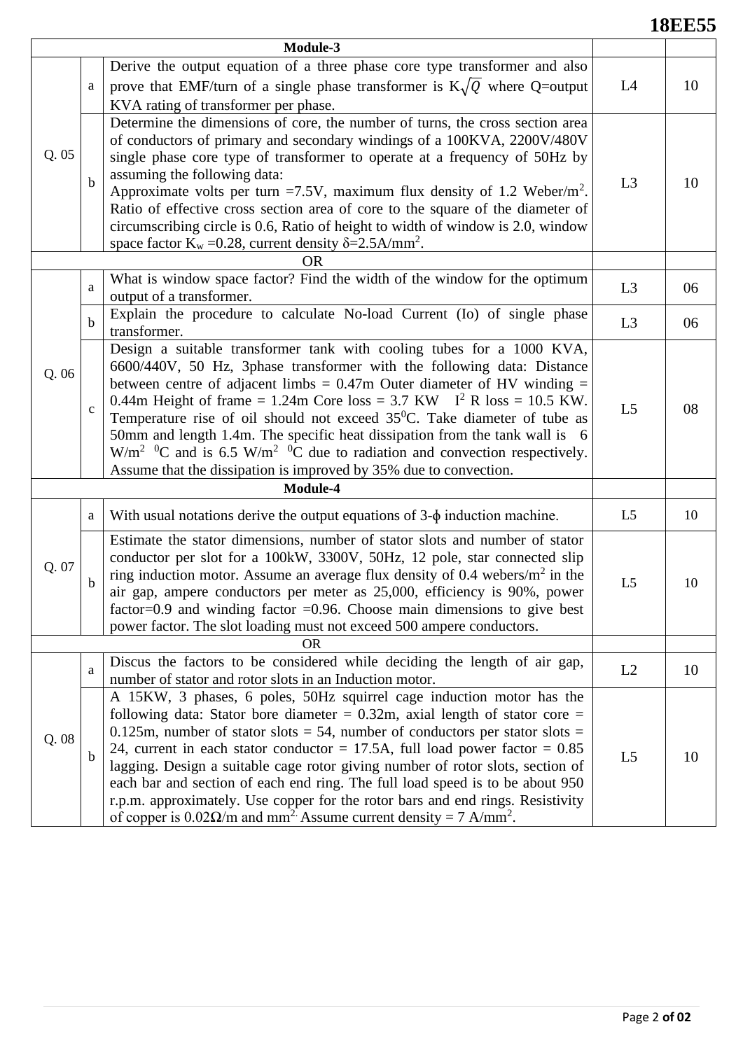| Module-3 | | | | |
|---|---|---|---|---|
| Q. 05 | a | Derive the output equation of a three phase core type transformer and also prove that EMF/turn of a single phase transformer is $K\sqrt{Q}$ where Q=output KVA rating of transformer per phase. | L4 | 10 |
| | b | Determine the dimensions of core, the number of turns, the cross section area of conductors of primary and secondary windings of a 100KVA, 2200V/480V single phase core type of transformer to operate at a frequency of 50Hz by assuming the following data:<br>Approximate volts per turn =7.5V, maximum flux density of 1.2 Weber/$m^2$. Ratio of effective cross section area of core to the square of the diameter of circumscribing circle is 0.6, Ratio of height to width of window is 2.0, window space factor $K_w$ =0.28, current density $\delta$=2.5A/$mm^2$. | L3 | 10 |
| OR | | | | |
| Q. 06 | a | What is window space factor? Find the width of the window for the optimum output of a transformer. | L3 | 06 |
| | b | Explain the procedure to calculate No-load Current (Io) of single phase transformer. | L3 | 06 |
| | c | Design a suitable transformer tank with cooling tubes for a 1000 KVA, 6600/440V, 50 Hz, 3phase transformer with the following data: Distance between centre of adjacent limbs = 0.47m Outer diameter of HV winding = 0.44m Height of frame = 1.24m Core loss = 3.7 KW $I^2$ R loss = 10.5 KW. Temperature rise of oil should not exceed $35^0$C. Take diameter of tube as 50mm and length 1.4m. The specific heat dissipation from the tank wall is 6 W/$m^2$ $^0$C and is 6.5 W/$m^2$ $^0$C due to radiation and convection respectively. Assume that the dissipation is improved by 35% due to convection. | L5 | 08 |
| Module-4 | | | | |
| Q. 07 | a | With usual notations derive the output equations of 3-$\phi$ induction machine. | L5 | 10 |
| | b | Estimate the stator dimensions, number of stator slots and number of stator conductor per slot for a 100kW, 3300V, 50Hz, 12 pole, star connected slip ring induction motor. Assume an average flux density of 0.4 webers/$m^2$ in the air gap, ampere conductors per meter as 25,000, efficiency is 90%, power factor=0.9 and winding factor =0.96. Choose main dimensions to give best power factor. The slot loading must not exceed 500 ampere conductors. | L5 | 10 |
| OR | | | | |
| Q. 08 | a | Discus the factors to be considered while deciding the length of air gap, number of stator and rotor slots in an Induction motor. | L2 | 10 |
| | b | A 15KW, 3 phases, 6 poles, 50Hz squirrel cage induction motor has the following data: Stator bore diameter = 0.32m, axial length of stator core = 0.125m, number of stator slots = 54, number of conductors per stator slots = 24, current in each stator conductor = 17.5A, full load power factor = 0.85 lagging. Design a suitable cage rotor giving number of rotor slots, section of each bar and section of each end ring. The full load speed is to be about 950 r.p.m. approximately. Use copper for the rotor bars and end rings. Resistivity of copper is 0.02Ω/m and $mm^2$. Assume current density = 7 A/$mm^2$. | L5 | 10 |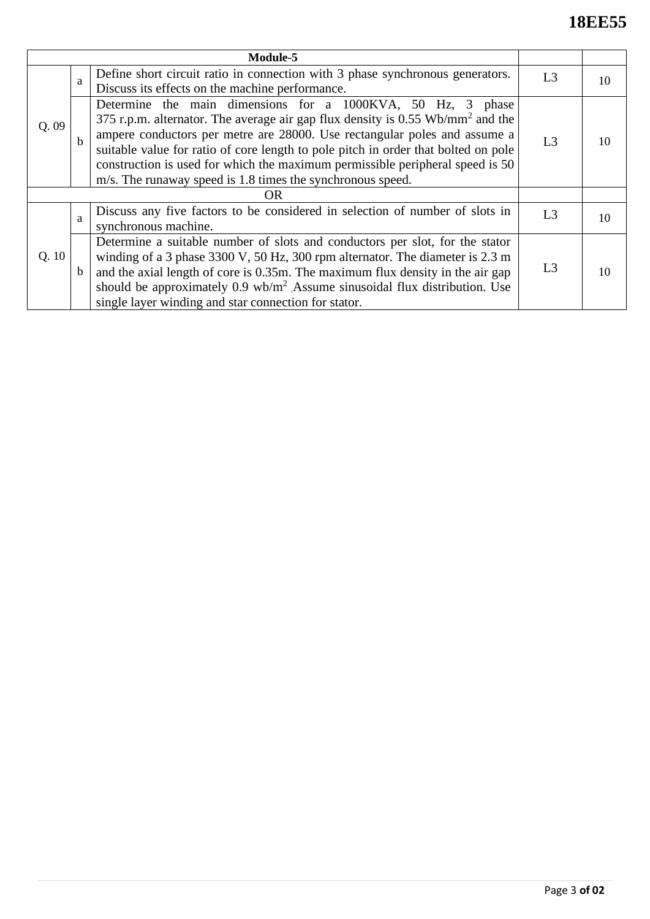| | | | | |
|---|---|---|---|---|
| **Module-5** | | | | |
| Q. 09 | a | Define short circuit ratio in connection with 3 phase synchronous generators. Discuss its effects on the machine performance. | L3 | 10 |
| | b | Determine the main dimensions for a 1000KVA, 50 Hz, 3 phase 375 r.p.m. alternator. The average air gap flux density is 0.55 $Wb/mm^2$ and the ampere conductors per metre are 28000. Use rectangular poles and assume a suitable value for ratio of core length to pole pitch in order that bolted on pole construction is used for which the maximum permissible peripheral speed is 50 m/s. The runaway speed is 1.8 times the synchronous speed. | L3 | 10 |
| OR | | | | |
| Q. 10 | a | Discuss any five factors to be considered in selection of number of slots in synchronous machine. | L3 | 10 |
| | b | Determine a suitable number of slots and conductors per slot, for the stator winding of a 3 phase 3300 V, 50 Hz, 300 rpm alternator. The diameter is 2.3 m and the axial length of core is 0.35m. The maximum flux density in the air gap should be approximately 0.9 $wb/m^2$. Assume sinusoidal flux distribution. Use single layer winding and star connection for stator. | L3 | 10 |